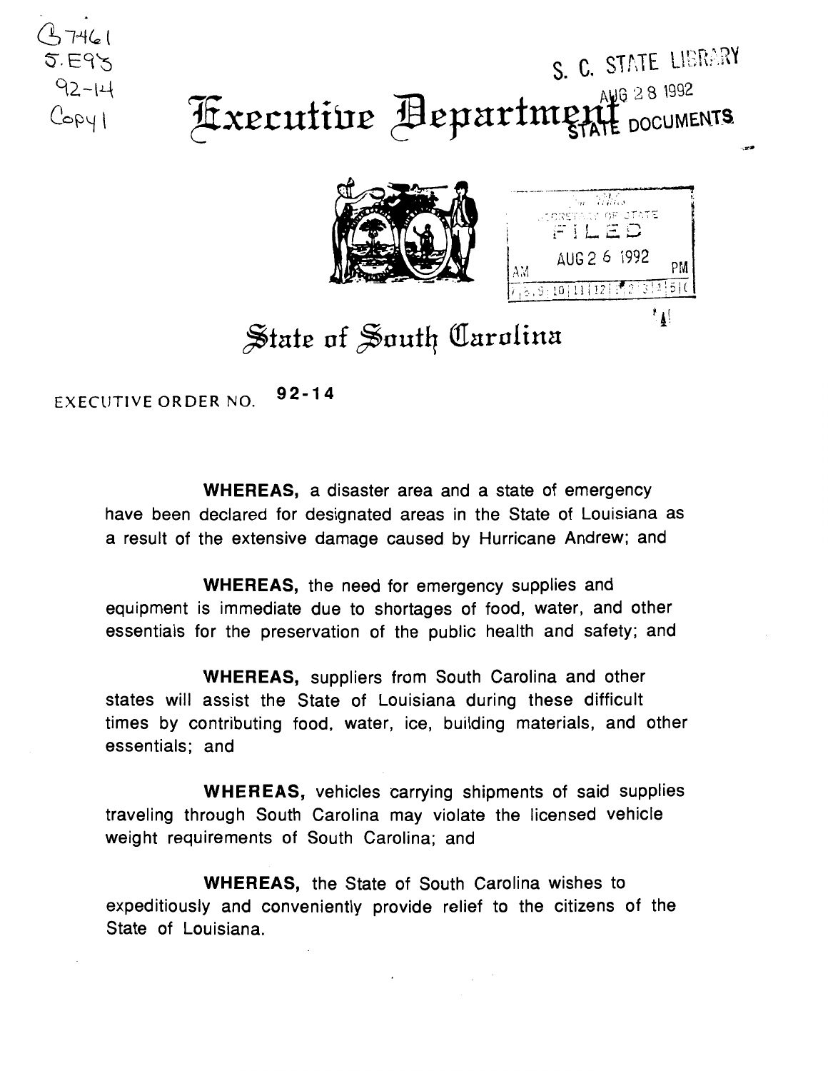B7461
5.E98
92-14
Copy 1

S. C. STATE LIBRARY
AUG 28 1992
STATE DOCUMENTS

# Executive Department

SECRETARY OF STATE
FILED
AUG 26 1992
AM PM

## State of South Carolina

EXECUTIVE ORDER NO. **92-14**

**WHEREAS,** a disaster area and a state of emergency have been declared for designated areas in the State of Louisiana as a result of the extensive damage caused by Hurricane Andrew; and

**WHEREAS,** the need for emergency supplies and equipment is immediate due to shortages of food, water, and other essentials for the preservation of the public health and safety; and

**WHEREAS,** suppliers from South Carolina and other states will assist the State of Louisiana during these difficult times by contributing food, water, ice, building materials, and other essentials; and

**WHEREAS,** vehicles carrying shipments of said supplies traveling through South Carolina may violate the licensed vehicle weight requirements of South Carolina; and

**WHEREAS,** the State of South Carolina wishes to expeditiously and conveniently provide relief to the citizens of the State of Louisiana.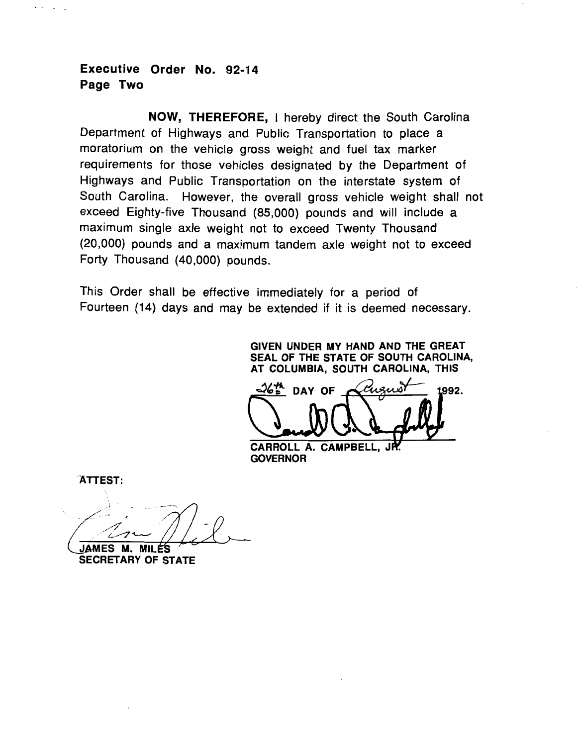**Executive Order No. 92-14**
**Page Two**

**NOW, THEREFORE,** I hereby direct the South Carolina Department of Highways and Public Transportation to place a moratorium on the vehicle gross weight and fuel tax marker requirements for those vehicles designated by the Department of Highways and Public Transportation on the interstate system of South Carolina. However, the overall gross vehicle weight shall not exceed Eighty-five Thousand (85,000) pounds and will include a maximum single axle weight not to exceed Twenty Thousand (20,000) pounds and a maximum tandem axle weight not to exceed Forty Thousand (40,000) pounds.

This Order shall be effective immediately for a period of Fourteen (14) days and may be extended if it is deemed necessary.

**GIVEN UNDER MY HAND AND THE GREAT SEAL OF THE STATE OF SOUTH CAROLINA, AT COLUMBIA, SOUTH CAROLINA, THIS**

**26th DAY OF August 1992.**

**CARROLL A. CAMPBELL, JR.**
**GOVERNOR**

**ATTEST:**

**JAMES M. MILES**
**SECRETARY OF STATE**